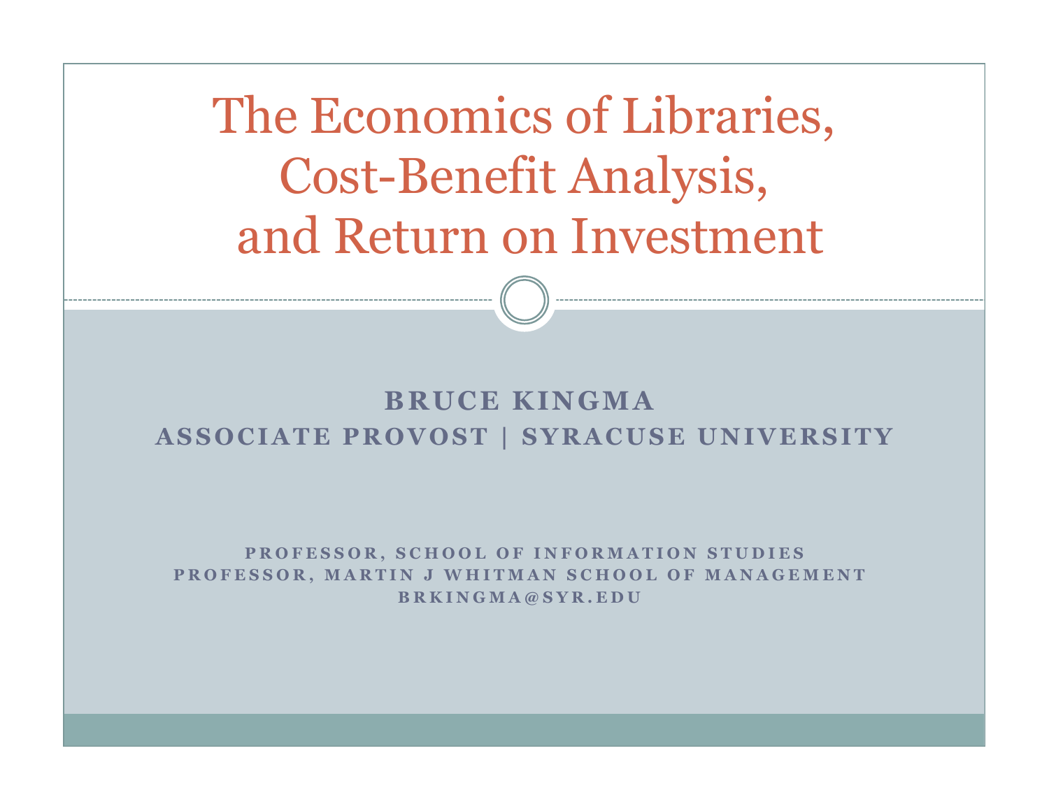# The Economics of Libraries, Cost-Benefit Analysis, and Return on Investment

**BRUCE KINGMA**
**ASSOCIATE PROVOST | SYRACUSE UNIVERSITY**

**PROFESSOR, SCHOOL OF INFORMATION STUDIES**
**PROFESSOR, MARTIN J WHITMAN SCHOOL OF MANAGEMENT**
**BRKINGMA@SYR.EDU**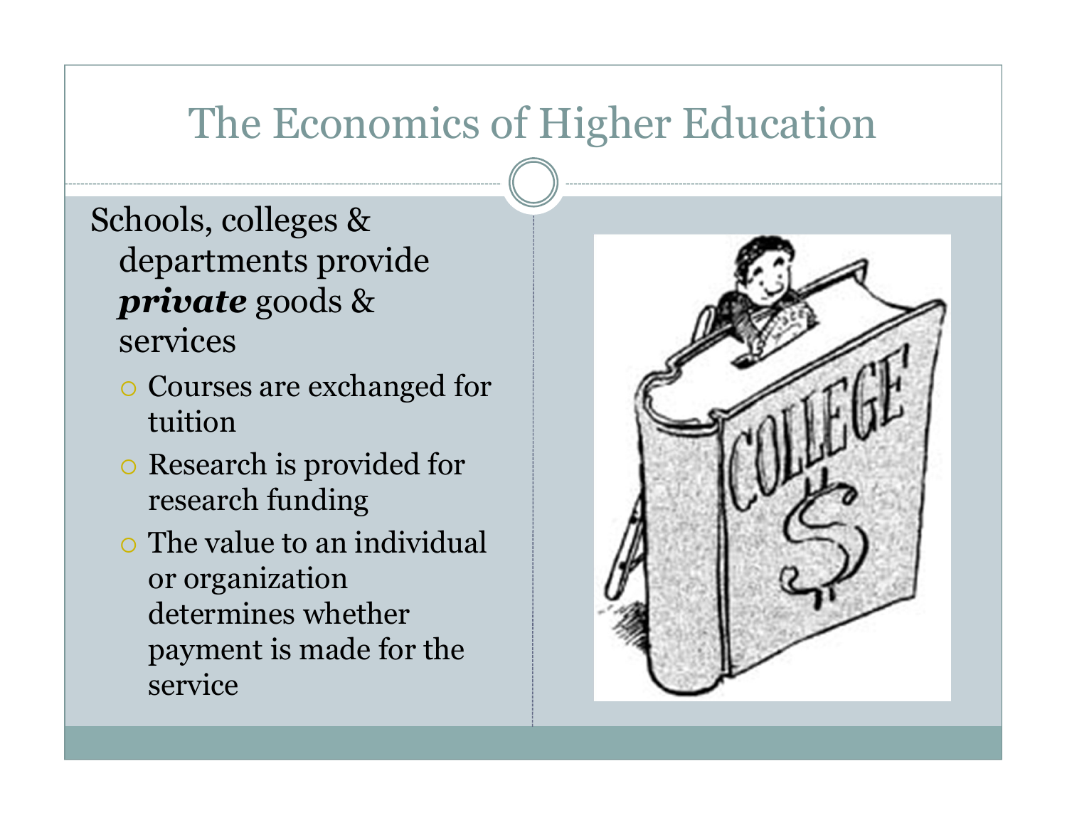# The Economics of Higher Education

Schools, colleges & departments provide ***private*** goods & services

- Courses are exchanged for tuition
- Research is provided for research funding
- The value to an individual or organization determines whether payment is made for the service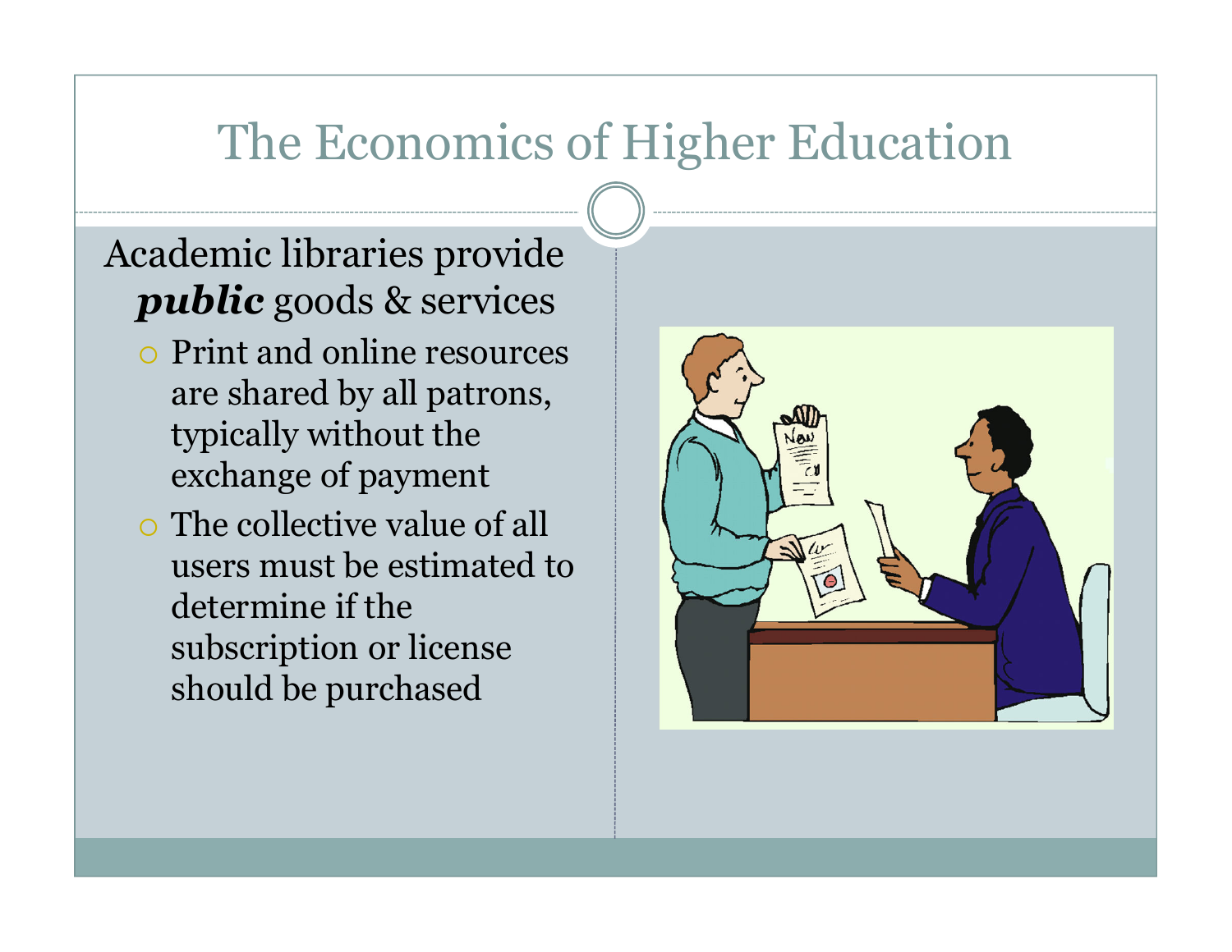# The Economics of Higher Education

Academic libraries provide ***public*** goods & services

- Print and online resources are shared by all patrons, typically without the exchange of payment
- The collective value of all users must be estimated to determine if the subscription or license should be purchased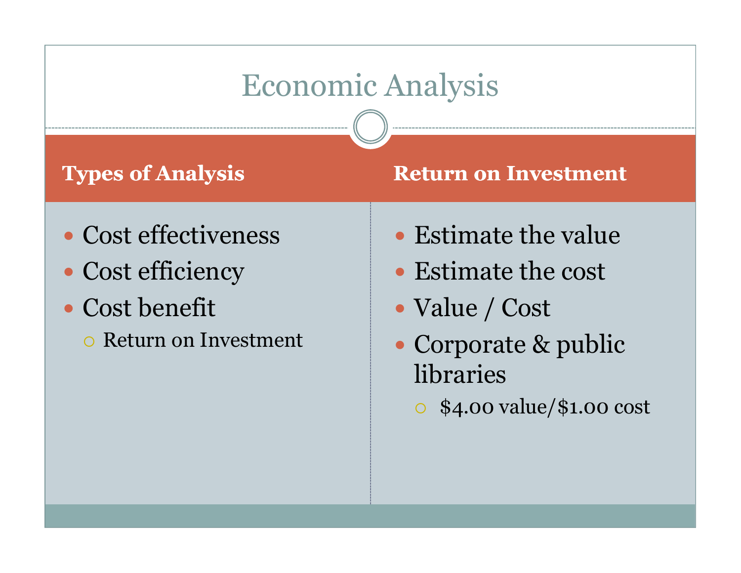# Economic Analysis

## Types of Analysis

- Cost effectiveness
- Cost efficiency
- Cost benefit
  - Return on Investment

## Return on Investment

- Estimate the value
- Estimate the cost
- Value / Cost
- Corporate & public libraries
  - $4.00 value/$1.00 cost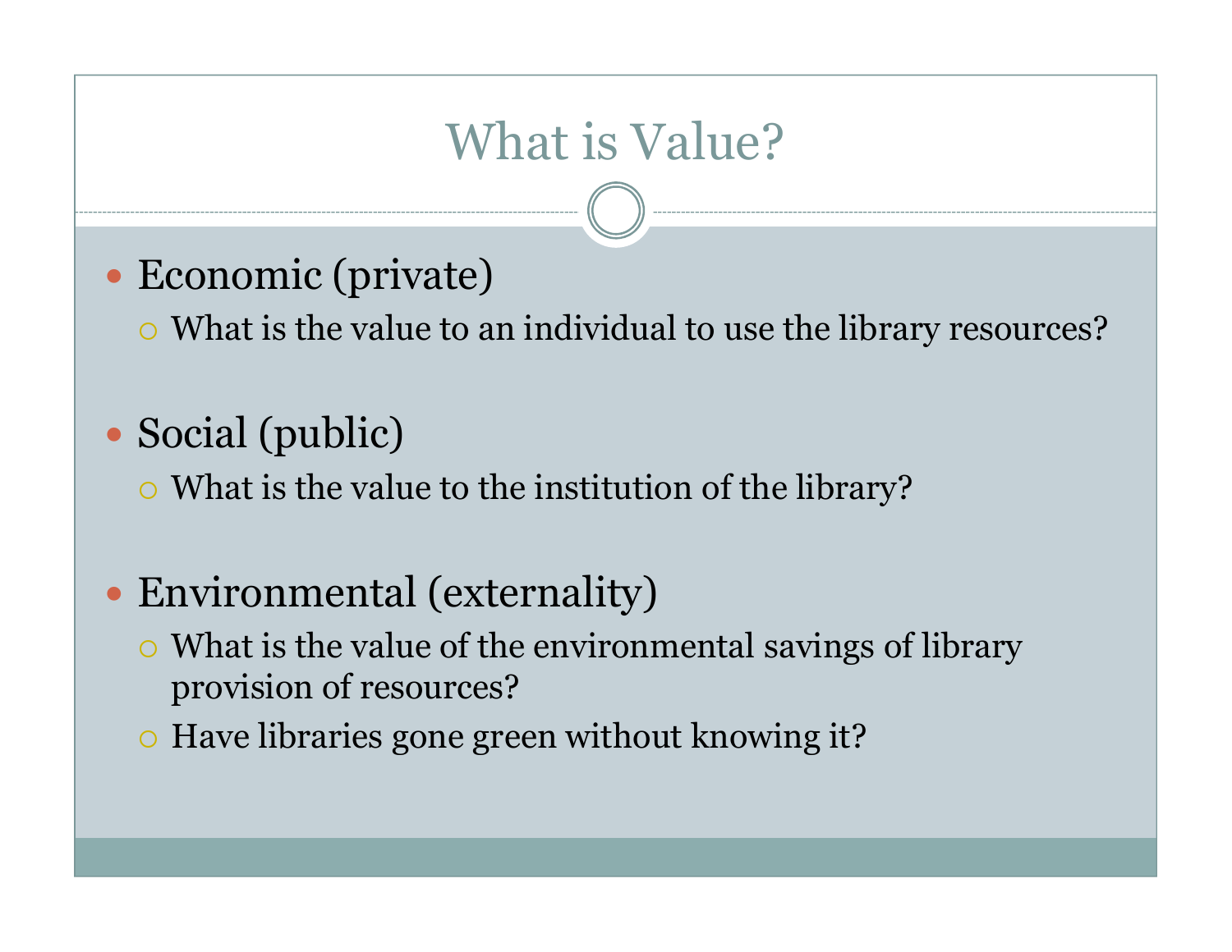# What is Value?

- Economic (private)
  - What is the value to an individual to use the library resources?
- Social (public)
  - What is the value to the institution of the library?
- Environmental (externality)
  - What is the value of the environmental savings of library provision of resources?
  - Have libraries gone green without knowing it?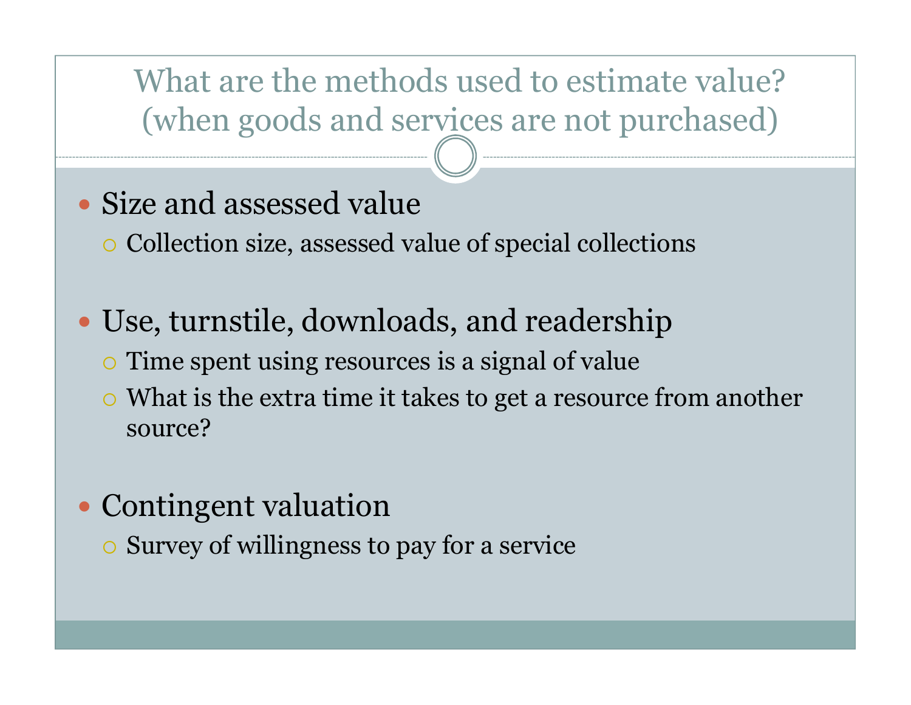# What are the methods used to estimate value? (when goods and services are not purchased)

- Size and assessed value
  - Collection size, assessed value of special collections
- Use, turnstile, downloads, and readership
  - Time spent using resources is a signal of value
  - What is the extra time it takes to get a resource from another source?
- Contingent valuation
  - Survey of willingness to pay for a service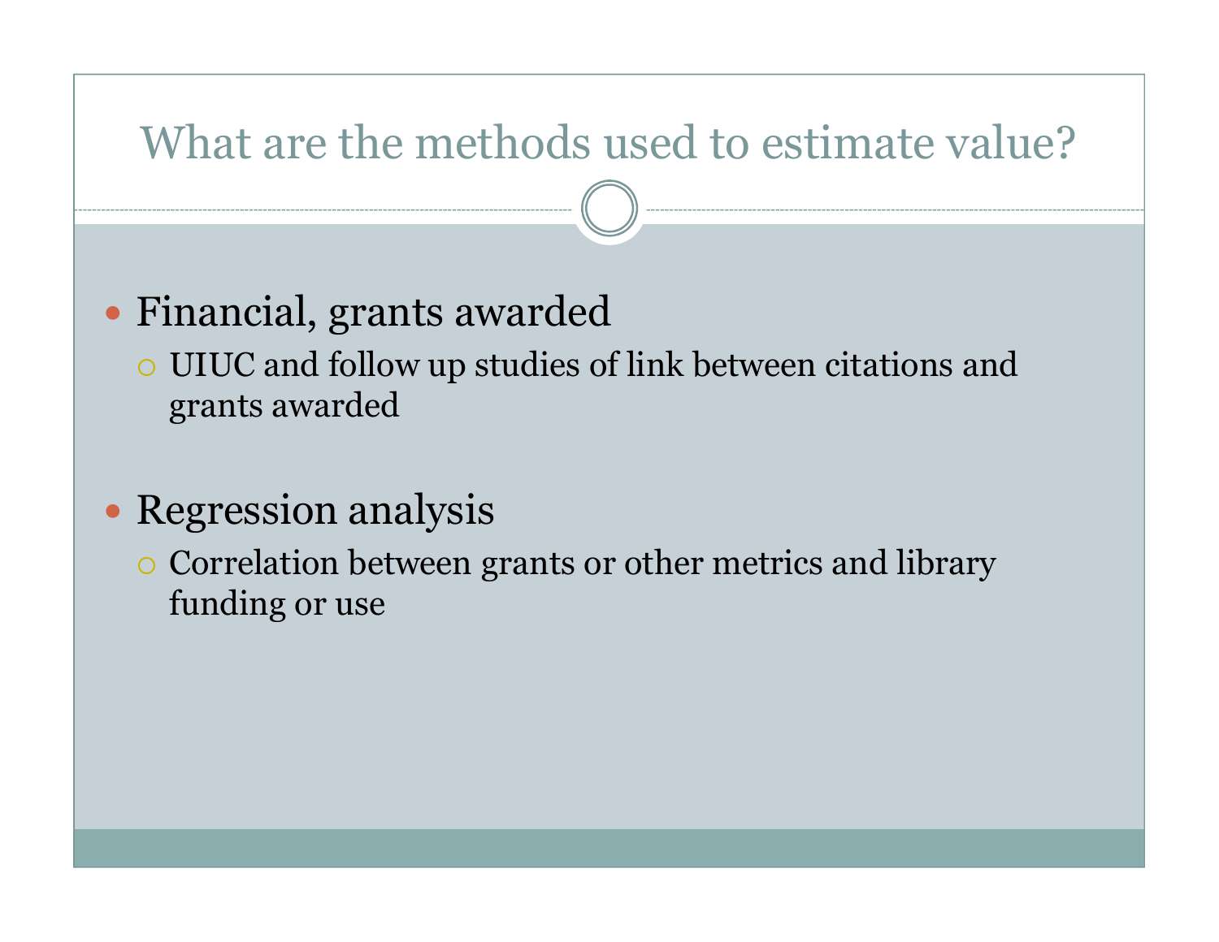# What are the methods used to estimate value?

- Financial, grants awarded
  - UIUC and follow up studies of link between citations and grants awarded
- Regression analysis
  - Correlation between grants or other metrics and library funding or use